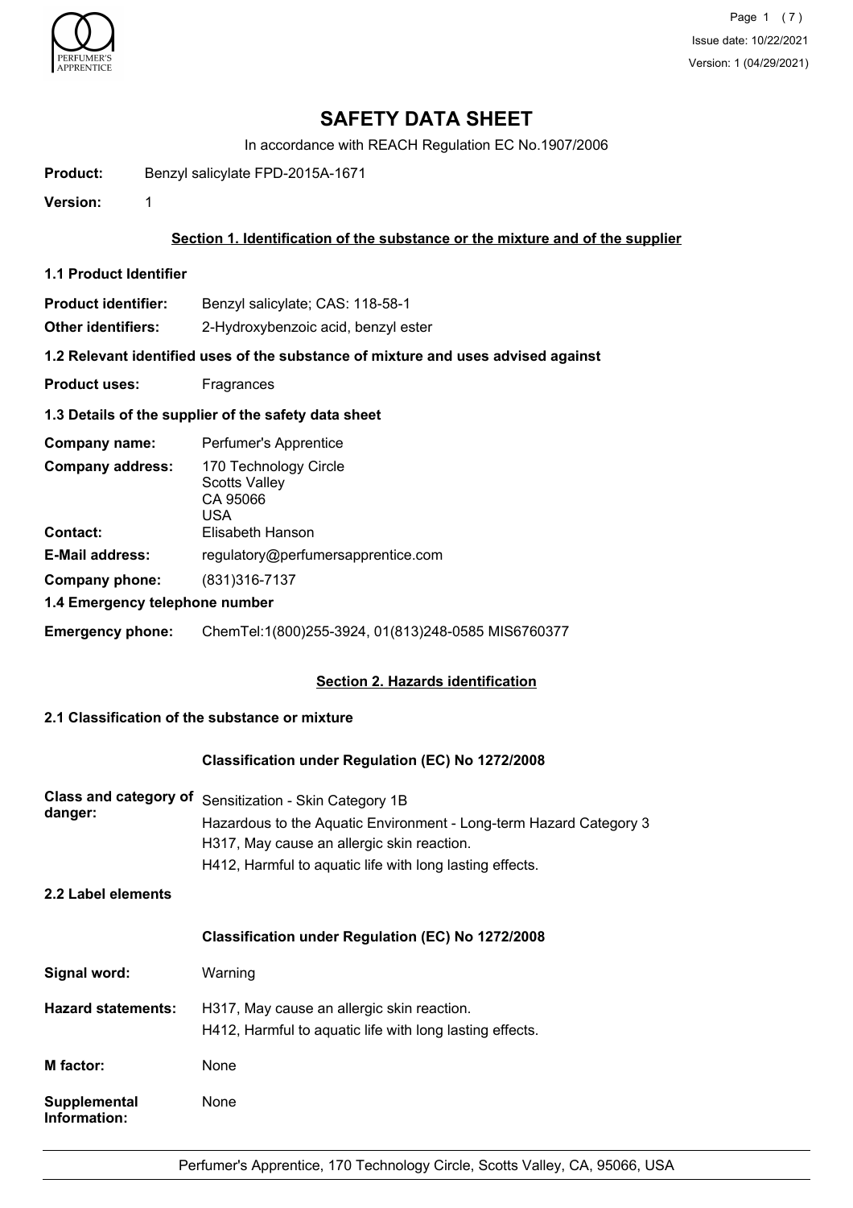# SAFETY DATA SHEET

In accordance with REACH Regulation EC No.1907/2006

**Product:** Benzyl salicylate FPD-2015A-1671

**Version:** 1

## Section 1. Identification of the substance or the mixture and of the supplier

### 1.1 Product Identifier

**Product identifier:** Benzyl salicylate; CAS: 118-58-1

**Other identifiers:** 2-Hydroxybenzoic acid, benzyl ester

### 1.2 Relevant identified uses of the substance of mixture and uses advised against

**Product uses:** Fragrances

### 1.3 Details of the supplier of the safety data sheet

**Company name:** Perfumer's Apprentice

**Company address:** 170 Technology Circle
Scotts Valley
CA 95066
USA

**Contact:** Elisabeth Hanson

**E-Mail address:** regulatory@perfumersapprentice.com

**Company phone:** (831)316-7137

### 1.4 Emergency telephone number

**Emergency phone:** ChemTel:1(800)255-3924, 01(813)248-0585 MIS6760377

## Section 2. Hazards identification

### 2.1 Classification of the substance or mixture

**Classification under Regulation (EC) No 1272/2008**

**Class and category of danger:** Sensitization - Skin Category 1B
Hazardous to the Aquatic Environment - Long-term Hazard Category 3
H317, May cause an allergic skin reaction.
H412, Harmful to aquatic life with long lasting effects.

### 2.2 Label elements

**Classification under Regulation (EC) No 1272/2008**

**Signal word:** Warning

**Hazard statements:** H317, May cause an allergic skin reaction.
H412, Harmful to aquatic life with long lasting effects.

**M factor:** None

**Supplemental Information:** None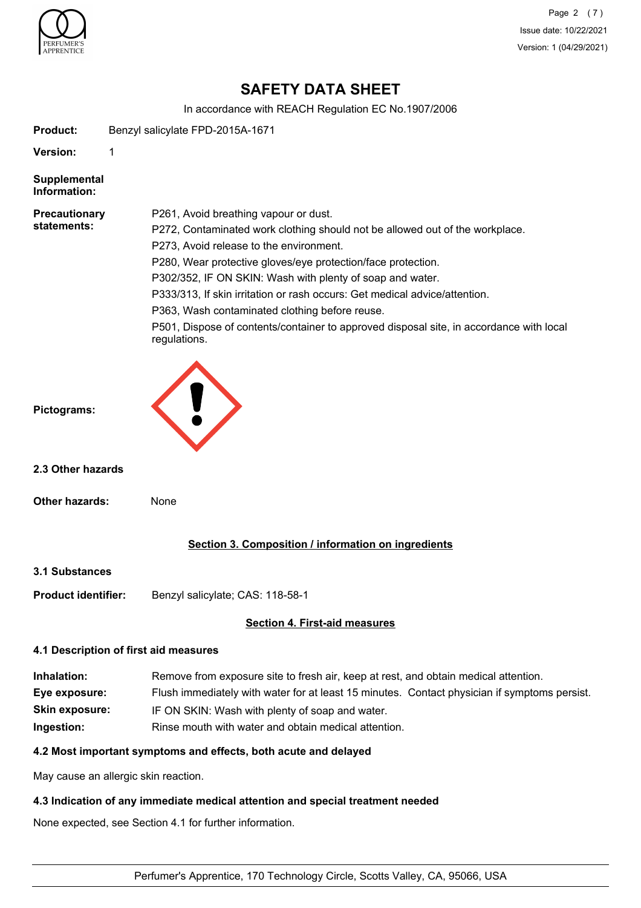# SAFETY DATA SHEET

In accordance with REACH Regulation EC No.1907/2006

**Product:** Benzyl salicylate FPD-2015A-1671

**Version:** 1

**Supplemental Information:**

**Precautionary statements:**

P261, Avoid breathing vapour or dust.
P272, Contaminated work clothing should not be allowed out of the workplace.
P273, Avoid release to the environment.
P280, Wear protective gloves/eye protection/face protection.
P302/352, IF ON SKIN: Wash with plenty of soap and water.
P333/313, If skin irritation or rash occurs: Get medical advice/attention.
P363, Wash contaminated clothing before reuse.
P501, Dispose of contents/container to approved disposal site, in accordance with local regulations.

**Pictograms:**

**2.3 Other hazards**

**Other hazards:** None

## Section 3. Composition / information on ingredients

**3.1 Substances**

**Product identifier:** Benzyl salicylate; CAS: 118-58-1

## Section 4. First-aid measures

**4.1 Description of first aid measures**

**Inhalation:** Remove from exposure site to fresh air, keep at rest, and obtain medical attention.
**Eye exposure:** Flush immediately with water for at least 15 minutes. Contact physician if symptoms persist.
**Skin exposure:** IF ON SKIN: Wash with plenty of soap and water.
**Ingestion:** Rinse mouth with water and obtain medical attention.

**4.2 Most important symptoms and effects, both acute and delayed**

May cause an allergic skin reaction.

**4.3 Indication of any immediate medical attention and special treatment needed**

None expected, see Section 4.1 for further information.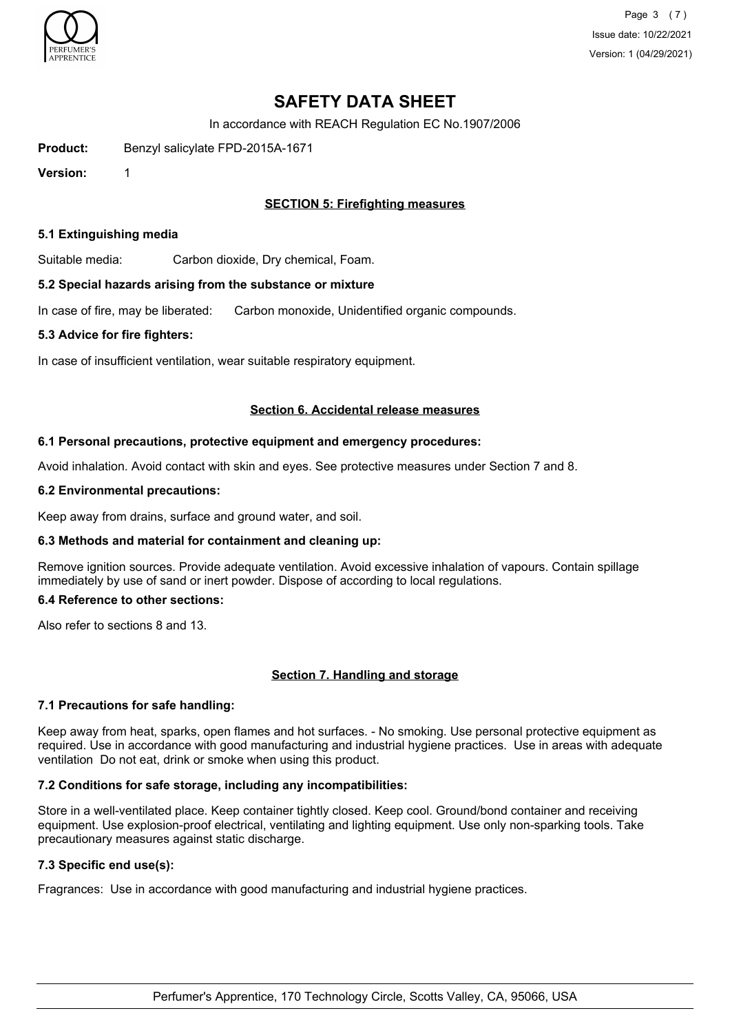# SAFETY DATA SHEET

In accordance with REACH Regulation EC No.1907/2006

**Product:** Benzyl salicylate FPD-2015A-1671

**Version:** 1

## SECTION 5: Firefighting measures

### 5.1 Extinguishing media

Suitable media: Carbon dioxide, Dry chemical, Foam.

### 5.2 Special hazards arising from the substance or mixture

In case of fire, may be liberated: Carbon monoxide, Unidentified organic compounds.

### 5.3 Advice for fire fighters:

In case of insufficient ventilation, wear suitable respiratory equipment.

## Section 6. Accidental release measures

### 6.1 Personal precautions, protective equipment and emergency procedures:

Avoid inhalation. Avoid contact with skin and eyes. See protective measures under Section 7 and 8.

### 6.2 Environmental precautions:

Keep away from drains, surface and ground water, and soil.

### 6.3 Methods and material for containment and cleaning up:

Remove ignition sources. Provide adequate ventilation. Avoid excessive inhalation of vapours. Contain spillage immediately by use of sand or inert powder. Dispose of according to local regulations.

### 6.4 Reference to other sections:

Also refer to sections 8 and 13.

## Section 7. Handling and storage

### 7.1 Precautions for safe handling:

Keep away from heat, sparks, open flames and hot surfaces. - No smoking. Use personal protective equipment as required. Use in accordance with good manufacturing and industrial hygiene practices. Use in areas with adequate ventilation Do not eat, drink or smoke when using this product.

### 7.2 Conditions for safe storage, including any incompatibilities:

Store in a well-ventilated place. Keep container tightly closed. Keep cool. Ground/bond container and receiving equipment. Use explosion-proof electrical, ventilating and lighting equipment. Use only non-sparking tools. Take precautionary measures against static discharge.

### 7.3 Specific end use(s):

Fragrances: Use in accordance with good manufacturing and industrial hygiene practices.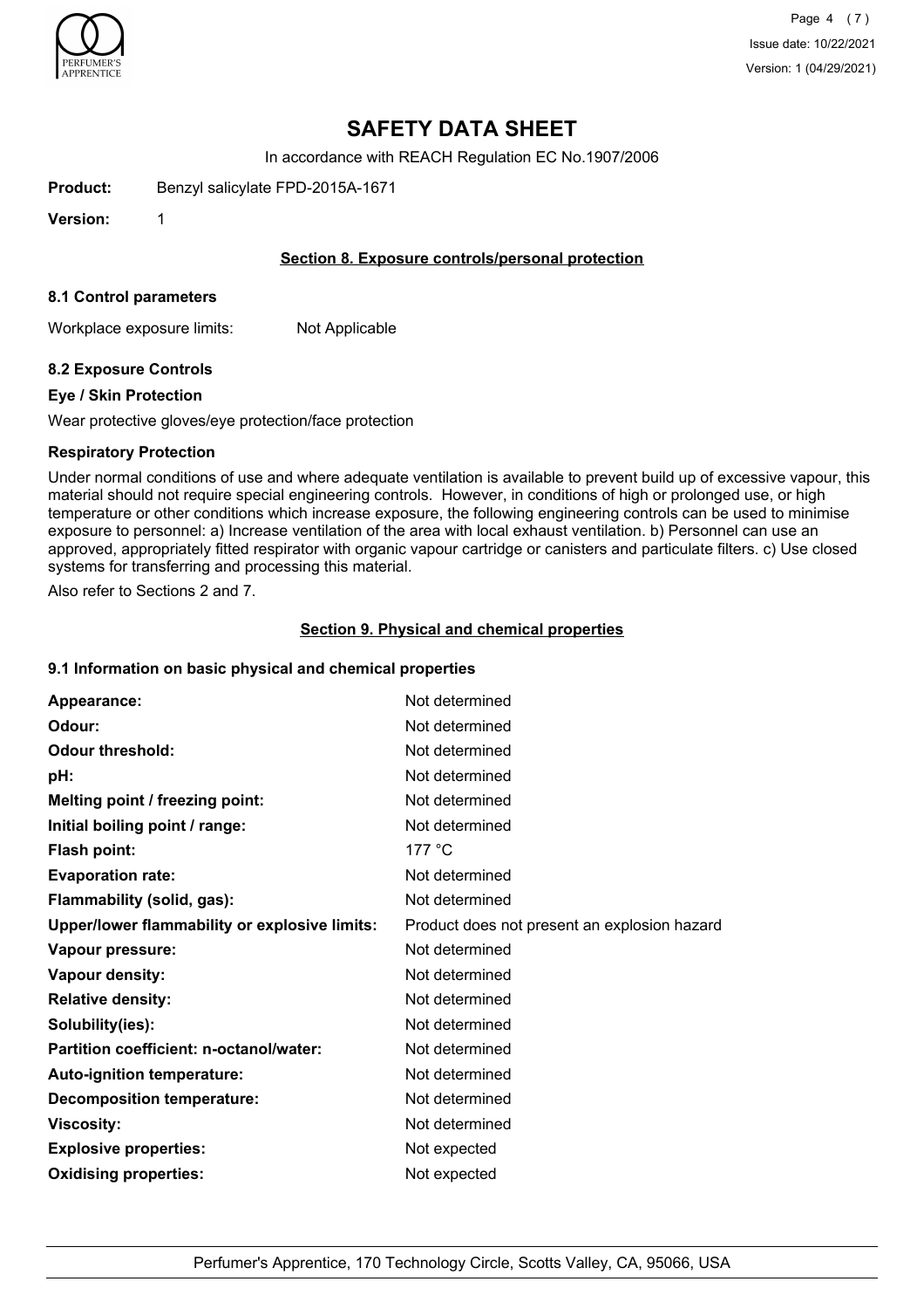# SAFETY DATA SHEET

In accordance with REACH Regulation EC No.1907/2006

**Product:** Benzyl salicylate FPD-2015A-1671

**Version:** 1

## Section 8. Exposure controls/personal protection

### 8.1 Control parameters

Workplace exposure limits: Not Applicable

### 8.2 Exposure Controls

**Eye / Skin Protection**

Wear protective gloves/eye protection/face protection

**Respiratory Protection**

Under normal conditions of use and where adequate ventilation is available to prevent build up of excessive vapour, this material should not require special engineering controls. However, in conditions of high or prolonged use, or high temperature or other conditions which increase exposure, the following engineering controls can be used to minimise exposure to personnel: a) Increase ventilation of the area with local exhaust ventilation. b) Personnel can use an approved, appropriately fitted respirator with organic vapour cartridge or canisters and particulate filters. c) Use closed systems for transferring and processing this material.

Also refer to Sections 2 and 7.

## Section 9. Physical and chemical properties

### 9.1 Information on basic physical and chemical properties

| Property | Value |
|---|---|
| **Appearance:** | Not determined |
| **Odour:** | Not determined |
| **Odour threshold:** | Not determined |
| **pH:** | Not determined |
| **Melting point / freezing point:** | Not determined |
| **Initial boiling point / range:** | Not determined |
| **Flash point:** | 177 °C |
| **Evaporation rate:** | Not determined |
| **Flammability (solid, gas):** | Not determined |
| **Upper/lower flammability or explosive limits:** | Product does not present an explosion hazard |
| **Vapour pressure:** | Not determined |
| **Vapour density:** | Not determined |
| **Relative density:** | Not determined |
| **Solubility(ies):** | Not determined |
| **Partition coefficient: n-octanol/water:** | Not determined |
| **Auto-ignition temperature:** | Not determined |
| **Decomposition temperature:** | Not determined |
| **Viscosity:** | Not determined |
| **Explosive properties:** | Not expected |
| **Oxidising properties:** | Not expected |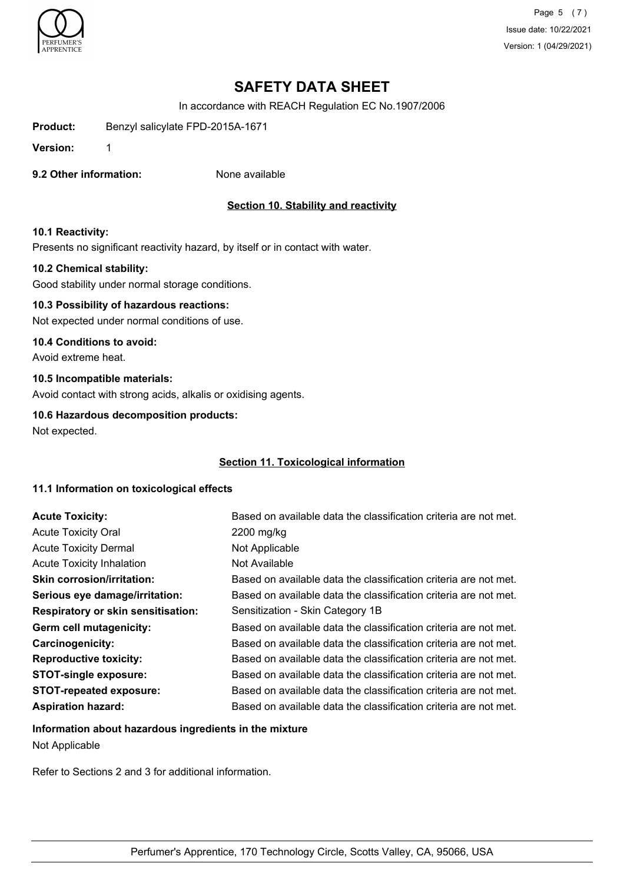# SAFETY DATA SHEET

In accordance with REACH Regulation EC No.1907/2006

**Product:** Benzyl salicylate FPD-2015A-1671

**Version:** 1

**9.2 Other information:** None available

## Section 10. Stability and reactivity

**10.1 Reactivity:**

Presents no significant reactivity hazard, by itself or in contact with water.

**10.2 Chemical stability:**

Good stability under normal storage conditions.

**10.3 Possibility of hazardous reactions:**

Not expected under normal conditions of use.

**10.4 Conditions to avoid:**

Avoid extreme heat.

**10.5 Incompatible materials:**

Avoid contact with strong acids, alkalis or oxidising agents.

**10.6 Hazardous decomposition products:**

Not expected.

## Section 11. Toxicological information

**11.1 Information on toxicological effects**

| | |
|---|---|
| **Acute Toxicity:** | Based on available data the classification criteria are not met. |
| Acute Toxicity Oral | 2200 mg/kg |
| Acute Toxicity Dermal | Not Applicable |
| Acute Toxicity Inhalation | Not Available |
| **Skin corrosion/irritation:** | Based on available data the classification criteria are not met. |
| **Serious eye damage/irritation:** | Based on available data the classification criteria are not met. |
| **Respiratory or skin sensitisation:** | Sensitization - Skin Category 1B |
| **Germ cell mutagenicity:** | Based on available data the classification criteria are not met. |
| **Carcinogenicity:** | Based on available data the classification criteria are not met. |
| **Reproductive toxicity:** | Based on available data the classification criteria are not met. |
| **STOT-single exposure:** | Based on available data the classification criteria are not met. |
| **STOT-repeated exposure:** | Based on available data the classification criteria are not met. |
| **Aspiration hazard:** | Based on available data the classification criteria are not met. |

**Information about hazardous ingredients in the mixture**

Not Applicable

Refer to Sections 2 and 3 for additional information.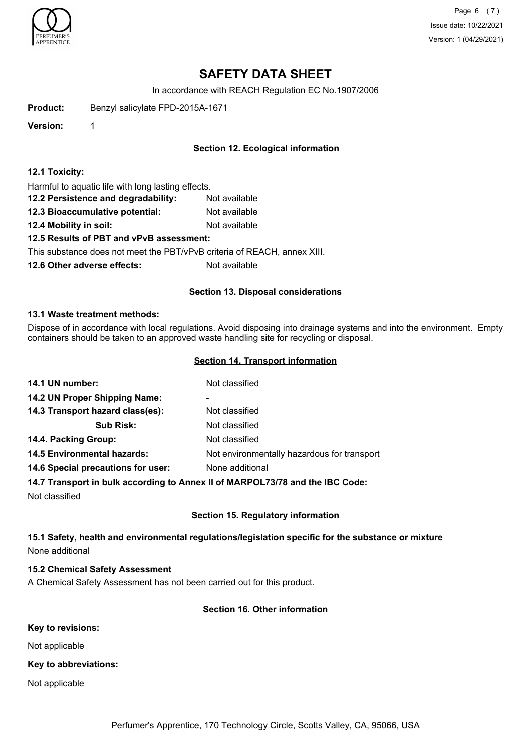# SAFETY DATA SHEET

In accordance with REACH Regulation EC No.1907/2006

**Product:** Benzyl salicylate FPD-2015A-1671

**Version:** 1

## Section 12. Ecological information

**12.1 Toxicity:**

Harmful to aquatic life with long lasting effects.

**12.2 Persistence and degradability:** Not available

**12.3 Bioaccumulative potential:** Not available

**12.4 Mobility in soil:** Not available

**12.5 Results of PBT and vPvB assessment:**

This substance does not meet the PBT/vPvB criteria of REACH, annex XIII.

**12.6 Other adverse effects:** Not available

## Section 13. Disposal considerations

**13.1 Waste treatment methods:**

Dispose of in accordance with local regulations. Avoid disposing into drainage systems and into the environment. Empty containers should be taken to an approved waste handling site for recycling or disposal.

## Section 14. Transport information

**14.1 UN number:** Not classified

**14.2 UN Proper Shipping Name:** -

**14.3 Transport hazard class(es):** Not classified

**Sub Risk:** Not classified

**14.4. Packing Group:** Not classified

**14.5 Environmental hazards:** Not environmentally hazardous for transport

**14.6 Special precautions for user:** None additional

**14.7 Transport in bulk according to Annex II of MARPOL73/78 and the IBC Code:**

Not classified

## Section 15. Regulatory information

**15.1 Safety, health and environmental regulations/legislation specific for the substance or mixture**

None additional

**15.2 Chemical Safety Assessment**

A Chemical Safety Assessment has not been carried out for this product.

## Section 16. Other information

**Key to revisions:**

Not applicable

**Key to abbreviations:**

Not applicable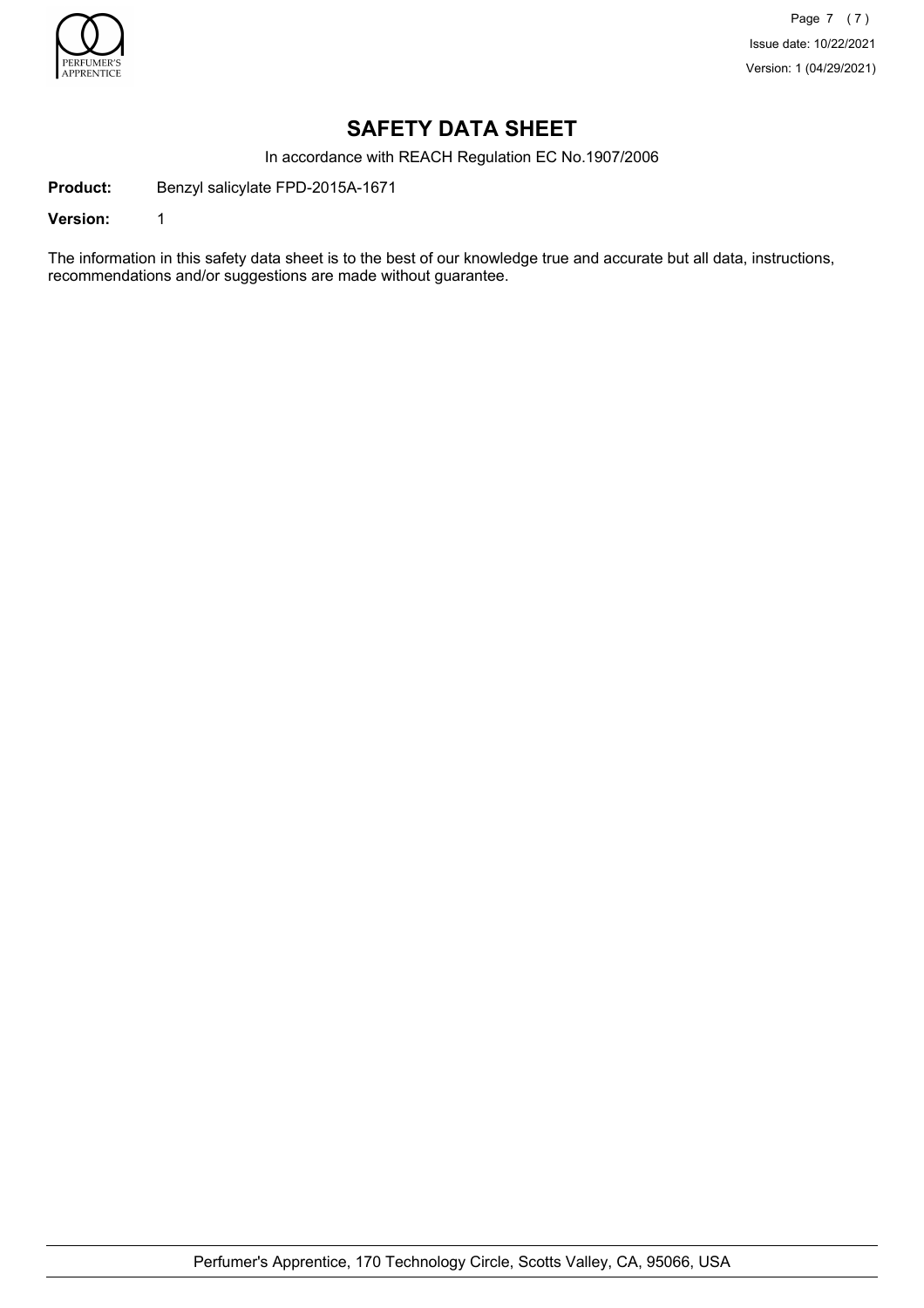# SAFETY DATA SHEET

In accordance with REACH Regulation EC No.1907/2006

**Product:** Benzyl salicylate FPD-2015A-1671

**Version:** 1

The information in this safety data sheet is to the best of our knowledge true and accurate but all data, instructions, recommendations and/or suggestions are made without guarantee.